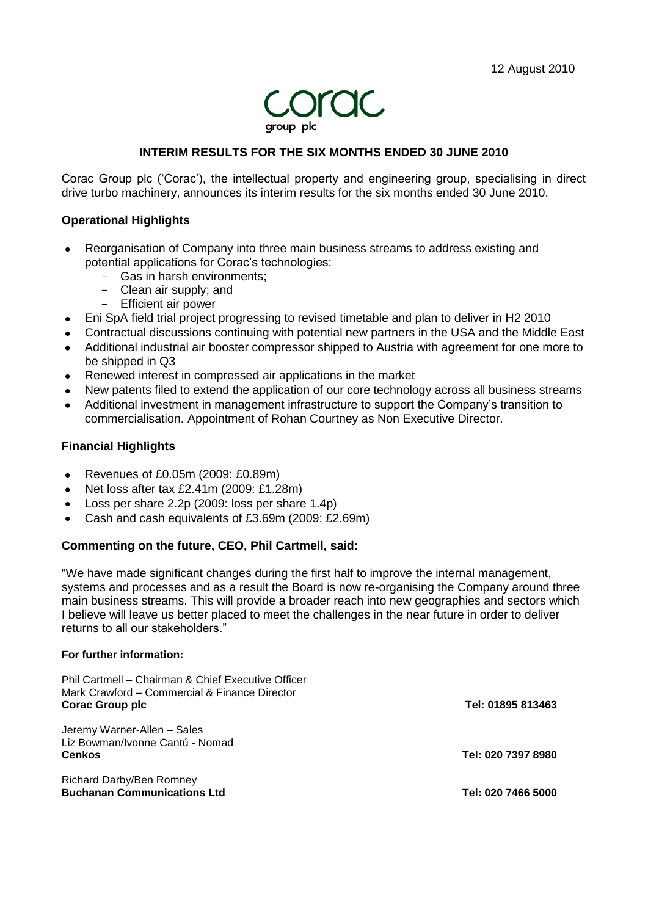12 August 2010

corac
group plc

## INTERIM RESULTS FOR THE SIX MONTHS ENDED 30 JUNE 2010

Corac Group plc ('Corac'), the intellectual property and engineering group, specialising in direct drive turbo machinery, announces its interim results for the six months ended 30 June 2010.

### Operational Highlights

- Reorganisation of Company into three main business streams to address existing and potential applications for Corac's technologies:
  - Gas in harsh environments;
  - Clean air supply; and
  - Efficient air power
- Eni SpA field trial project progressing to revised timetable and plan to deliver in H2 2010
- Contractual discussions continuing with potential new partners in the USA and the Middle East
- Additional industrial air booster compressor shipped to Austria with agreement for one more to be shipped in Q3
- Renewed interest in compressed air applications in the market
- New patents filed to extend the application of our core technology across all business streams
- Additional investment in management infrastructure to support the Company's transition to commercialisation. Appointment of Rohan Courtney as Non Executive Director.

### Financial Highlights

- Revenues of £0.05m (2009: £0.89m)
- Net loss after tax £2.41m (2009: £1.28m)
- Loss per share 2.2p (2009: loss per share 1.4p)
- Cash and cash equivalents of £3.69m (2009: £2.69m)

### Commenting on the future, CEO, Phil Cartmell, said:

"We have made significant changes during the first half to improve the internal management, systems and processes and as a result the Board is now re-organising the Company around three main business streams. This will provide a broader reach into new geographies and sectors which I believe will leave us better placed to meet the challenges in the near future in order to deliver returns to all our stakeholders."

**For further information:**

Phil Cartmell – Chairman & Chief Executive Officer
Mark Crawford – Commercial & Finance Director
**Corac Group plc** — Tel: 01895 813463

Jeremy Warner-Allen – Sales
Liz Bowman/Ivonne Cantú - Nomad
**Cenkos** — Tel: 020 7397 8980

Richard Darby/Ben Romney
**Buchanan Communications Ltd** — Tel: 020 7466 5000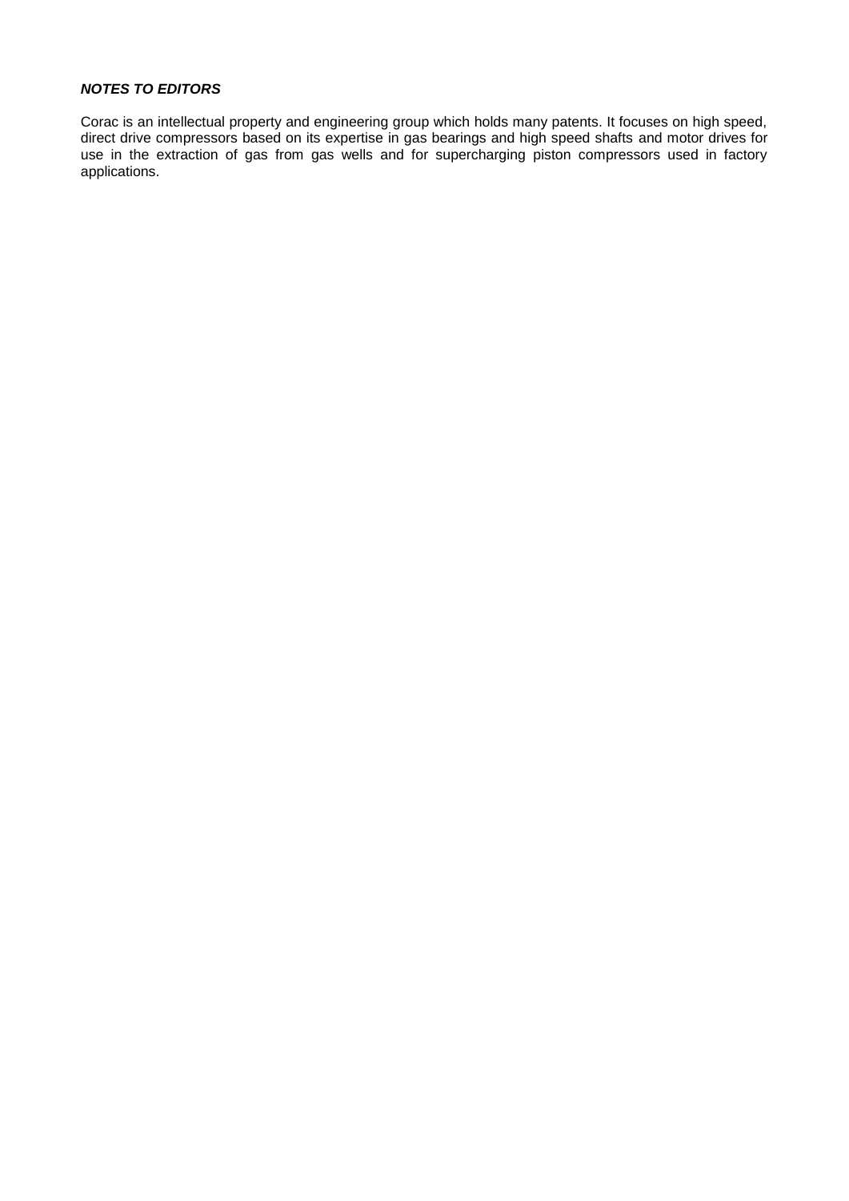***NOTES TO EDITORS***

Corac is an intellectual property and engineering group which holds many patents. It focuses on high speed, direct drive compressors based on its expertise in gas bearings and high speed shafts and motor drives for use in the extraction of gas from gas wells and for supercharging piston compressors used in factory applications.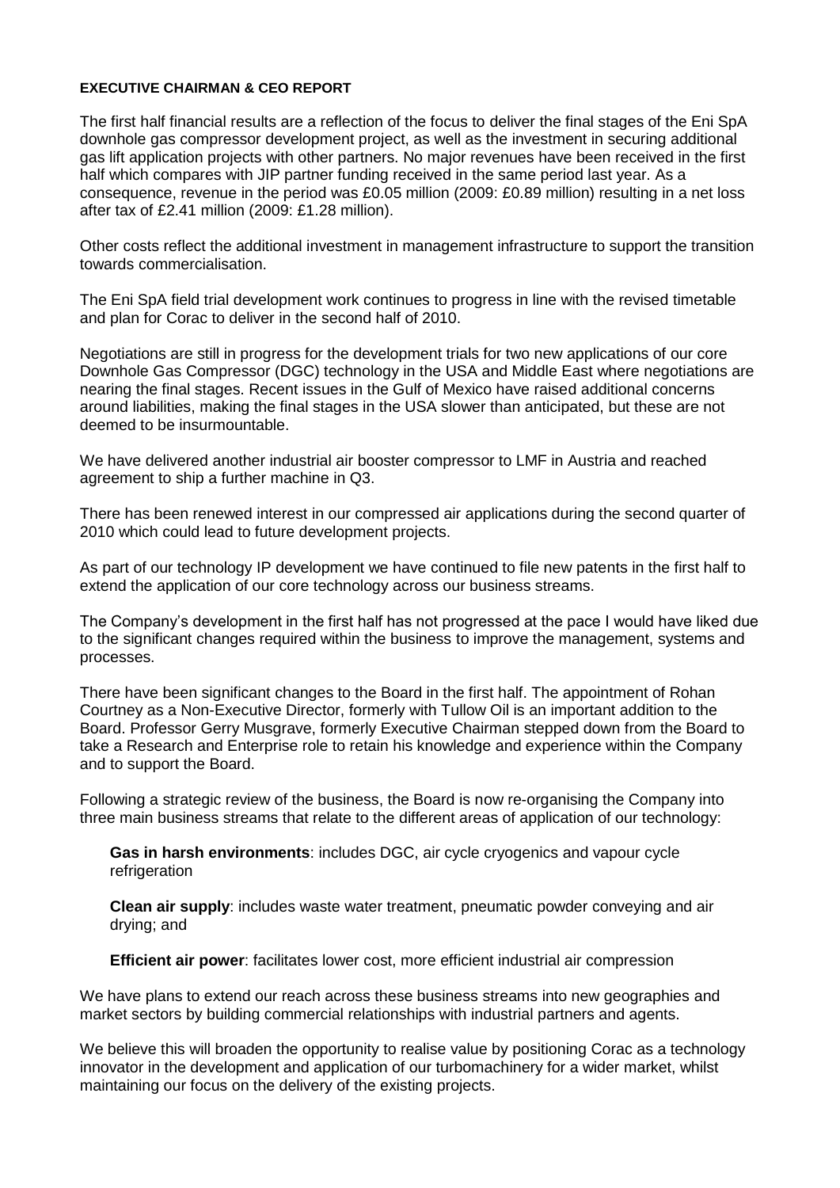## EXECUTIVE CHAIRMAN & CEO REPORT

The first half financial results are a reflection of the focus to deliver the final stages of the Eni SpA downhole gas compressor development project, as well as the investment in securing additional gas lift application projects with other partners. No major revenues have been received in the first half which compares with JIP partner funding received in the same period last year. As a consequence, revenue in the period was £0.05 million (2009: £0.89 million) resulting in a net loss after tax of £2.41 million (2009: £1.28 million).

Other costs reflect the additional investment in management infrastructure to support the transition towards commercialisation.

The Eni SpA field trial development work continues to progress in line with the revised timetable and plan for Corac to deliver in the second half of 2010.

Negotiations are still in progress for the development trials for two new applications of our core Downhole Gas Compressor (DGC) technology in the USA and Middle East where negotiations are nearing the final stages. Recent issues in the Gulf of Mexico have raised additional concerns around liabilities, making the final stages in the USA slower than anticipated, but these are not deemed to be insurmountable.

We have delivered another industrial air booster compressor to LMF in Austria and reached agreement to ship a further machine in Q3.

There has been renewed interest in our compressed air applications during the second quarter of 2010 which could lead to future development projects.

As part of our technology IP development we have continued to file new patents in the first half to extend the application of our core technology across our business streams.

The Company's development in the first half has not progressed at the pace I would have liked due to the significant changes required within the business to improve the management, systems and processes.

There have been significant changes to the Board in the first half. The appointment of Rohan Courtney as a Non-Executive Director, formerly with Tullow Oil is an important addition to the Board. Professor Gerry Musgrave, formerly Executive Chairman stepped down from the Board to take a Research and Enterprise role to retain his knowledge and experience within the Company and to support the Board.

Following a strategic review of the business, the Board is now re-organising the Company into three main business streams that relate to the different areas of application of our technology:

**Gas in harsh environments**: includes DGC, air cycle cryogenics and vapour cycle refrigeration

**Clean air supply**: includes waste water treatment, pneumatic powder conveying and air drying; and

**Efficient air power**: facilitates lower cost, more efficient industrial air compression

We have plans to extend our reach across these business streams into new geographies and market sectors by building commercial relationships with industrial partners and agents.

We believe this will broaden the opportunity to realise value by positioning Corac as a technology innovator in the development and application of our turbomachinery for a wider market, whilst maintaining our focus on the delivery of the existing projects.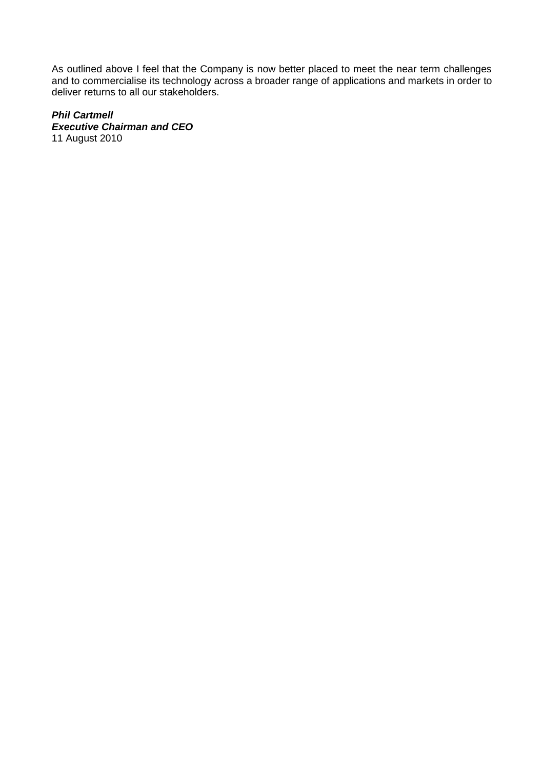As outlined above I feel that the Company is now better placed to meet the near term challenges and to commercialise its technology across a broader range of applications and markets in order to deliver returns to all our stakeholders.

***Phil Cartmell***
***Executive Chairman and CEO***
11 August 2010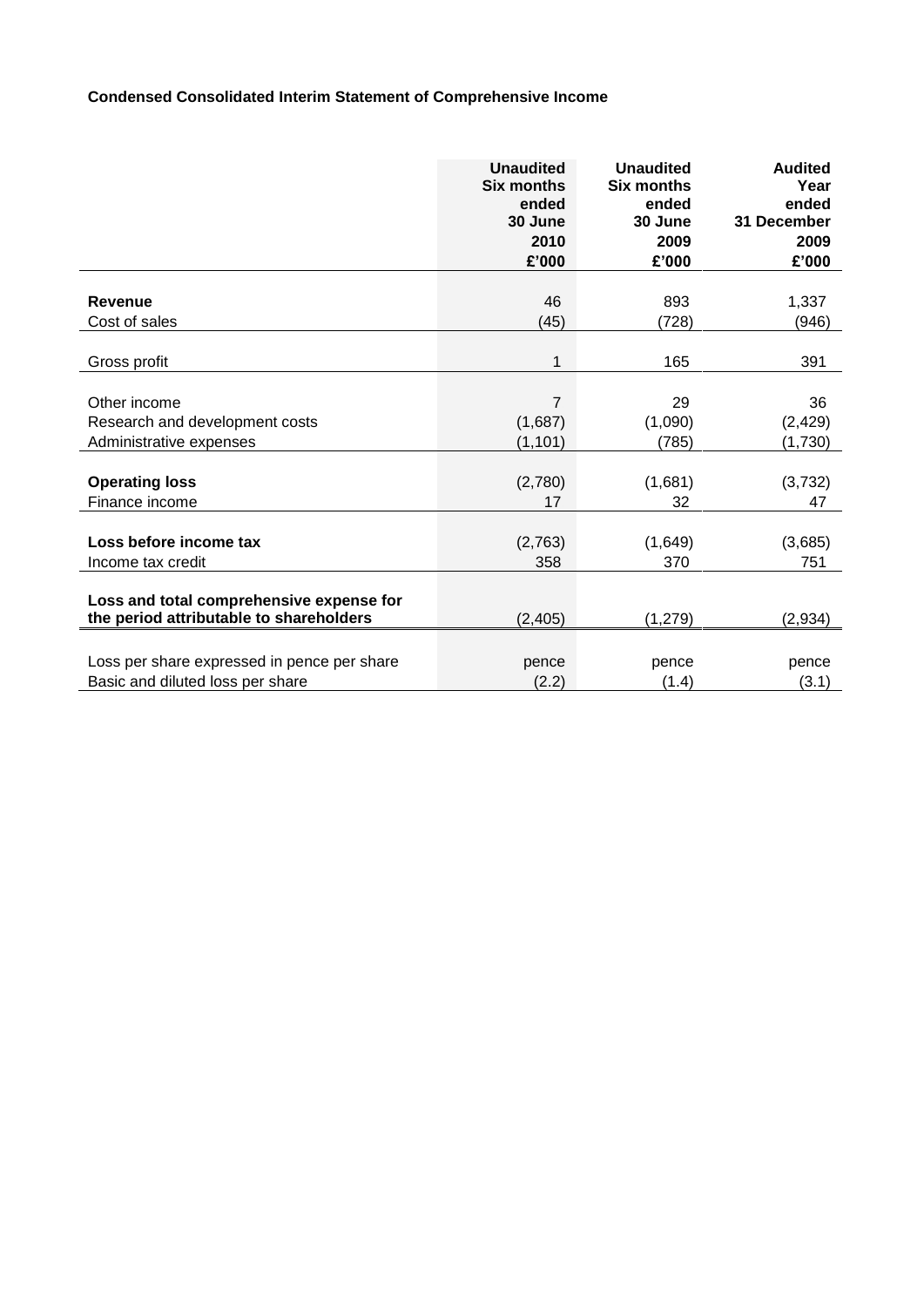**Condensed Consolidated Interim Statement of Comprehensive Income**

| | Unaudited Six months ended 30 June 2010 £'000 | Unaudited Six months ended 30 June 2009 £'000 | Audited Year ended 31 December 2009 £'000 |
|---|---|---|---|
| **Revenue** | 46 | 893 | 1,337 |
| Cost of sales | (45) | (728) | (946) |
| Gross profit | 1 | 165 | 391 |
| Other income | 7 | 29 | 36 |
| Research and development costs | (1,687) | (1,090) | (2,429) |
| Administrative expenses | (1,101) | (785) | (1,730) |
| **Operating loss** | (2,780) | (1,681) | (3,732) |
| Finance income | 17 | 32 | 47 |
| **Loss before income tax** | (2,763) | (1,649) | (3,685) |
| Income tax credit | 358 | 370 | 751 |
| **Loss and total comprehensive expense for the period attributable to shareholders** | (2,405) | (1,279) | (2,934) |
| Loss per share expressed in pence per share | pence | pence | pence |
| Basic and diluted loss per share | (2.2) | (1.4) | (3.1) |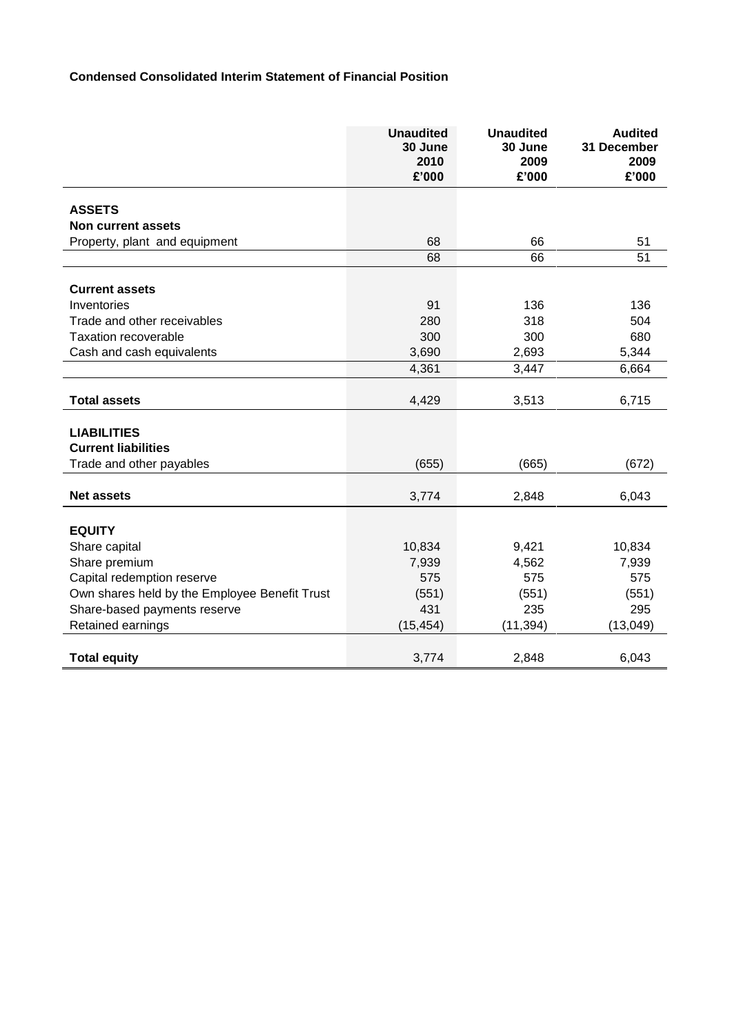**Condensed Consolidated Interim Statement of Financial Position**

| | Unaudited 30 June 2010 £'000 | Unaudited 30 June 2009 £'000 | Audited 31 December 2009 £'000 |
|---|---|---|---|
| **ASSETS** | | | |
| **Non current assets** | | | |
| Property, plant and equipment | 68 | 66 | 51 |
| | 68 | 66 | 51 |
| **Current assets** | | | |
| Inventories | 91 | 136 | 136 |
| Trade and other receivables | 280 | 318 | 504 |
| Taxation recoverable | 300 | 300 | 680 |
| Cash and cash equivalents | 3,690 | 2,693 | 5,344 |
| | 4,361 | 3,447 | 6,664 |
| **Total assets** | 4,429 | 3,513 | 6,715 |
| **LIABILITIES** | | | |
| **Current liabilities** | | | |
| Trade and other payables | (655) | (665) | (672) |
| **Net assets** | 3,774 | 2,848 | 6,043 |
| **EQUITY** | | | |
| Share capital | 10,834 | 9,421 | 10,834 |
| Share premium | 7,939 | 4,562 | 7,939 |
| Capital redemption reserve | 575 | 575 | 575 |
| Own shares held by the Employee Benefit Trust | (551) | (551) | (551) |
| Share-based payments reserve | 431 | 235 | 295 |
| Retained earnings | (15,454) | (11,394) | (13,049) |
| **Total equity** | 3,774 | 2,848 | 6,043 |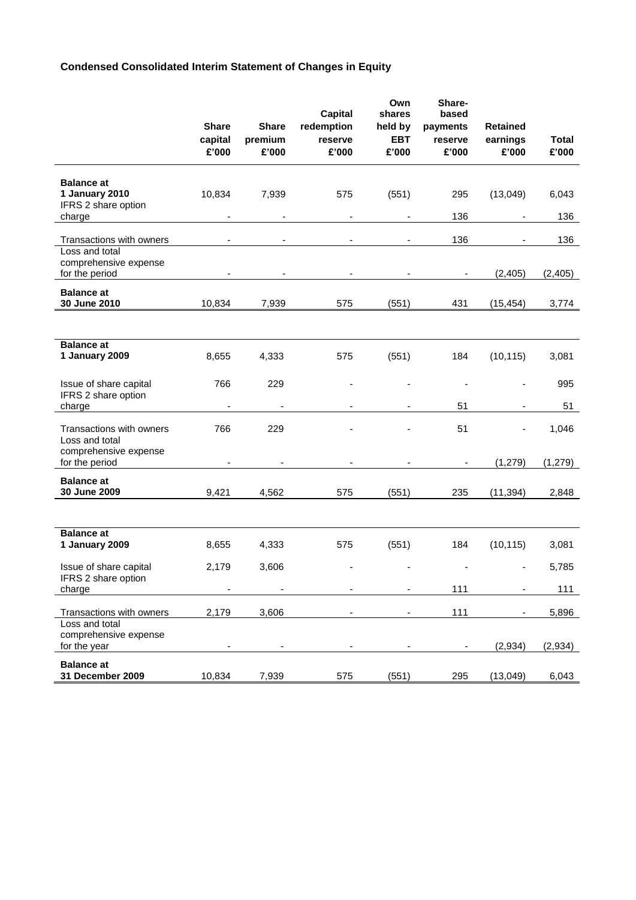## Condensed Consolidated Interim Statement of Changes in Equity

| | Share capital £'000 | Share premium £'000 | Capital redemption reserve £'000 | Own shares held by EBT £'000 | Share-based payments reserve £'000 | Retained earnings £'000 | Total £'000 |
|---|---|---|---|---|---|---|---|
| **Balance at 1 January 2010** | 10,834 | 7,939 | 575 | (551) | 295 | (13,049) | 6,043 |
| IFRS 2 share option charge | - | - | - | - | 136 | - | 136 |
| Transactions with owners | - | - | - | - | 136 | - | 136 |
| Loss and total comprehensive expense for the period | - | - | - | - | - | (2,405) | (2,405) |
| **Balance at 30 June 2010** | 10,834 | 7,939 | 575 | (551) | 431 | (15,454) | 3,774 |
| | | | | | | | |
| **Balance at 1 January 2009** | 8,655 | 4,333 | 575 | (551) | 184 | (10,115) | 3,081 |
| Issue of share capital | 766 | 229 | - | - | - | - | 995 |
| IFRS 2 share option charge | - | - | - | - | 51 | - | 51 |
| Transactions with owners | 766 | 229 | - | - | 51 | - | 1,046 |
| Loss and total comprehensive expense for the period | - | - | - | - | - | (1,279) | (1,279) |
| **Balance at 30 June 2009** | 9,421 | 4,562 | 575 | (551) | 235 | (11,394) | 2,848 |
| | | | | | | | |
| **Balance at 1 January 2009** | 8,655 | 4,333 | 575 | (551) | 184 | (10,115) | 3,081 |
| Issue of share capital | 2,179 | 3,606 | - | - | - | - | 5,785 |
| IFRS 2 share option charge | - | - | - | - | 111 | - | 111 |
| Transactions with owners | 2,179 | 3,606 | - | - | 111 | - | 5,896 |
| Loss and total comprehensive expense for the year | - | - | - | - | - | (2,934) | (2,934) |
| **Balance at 31 December 2009** | 10,834 | 7,939 | 575 | (551) | 295 | (13,049) | 6,043 |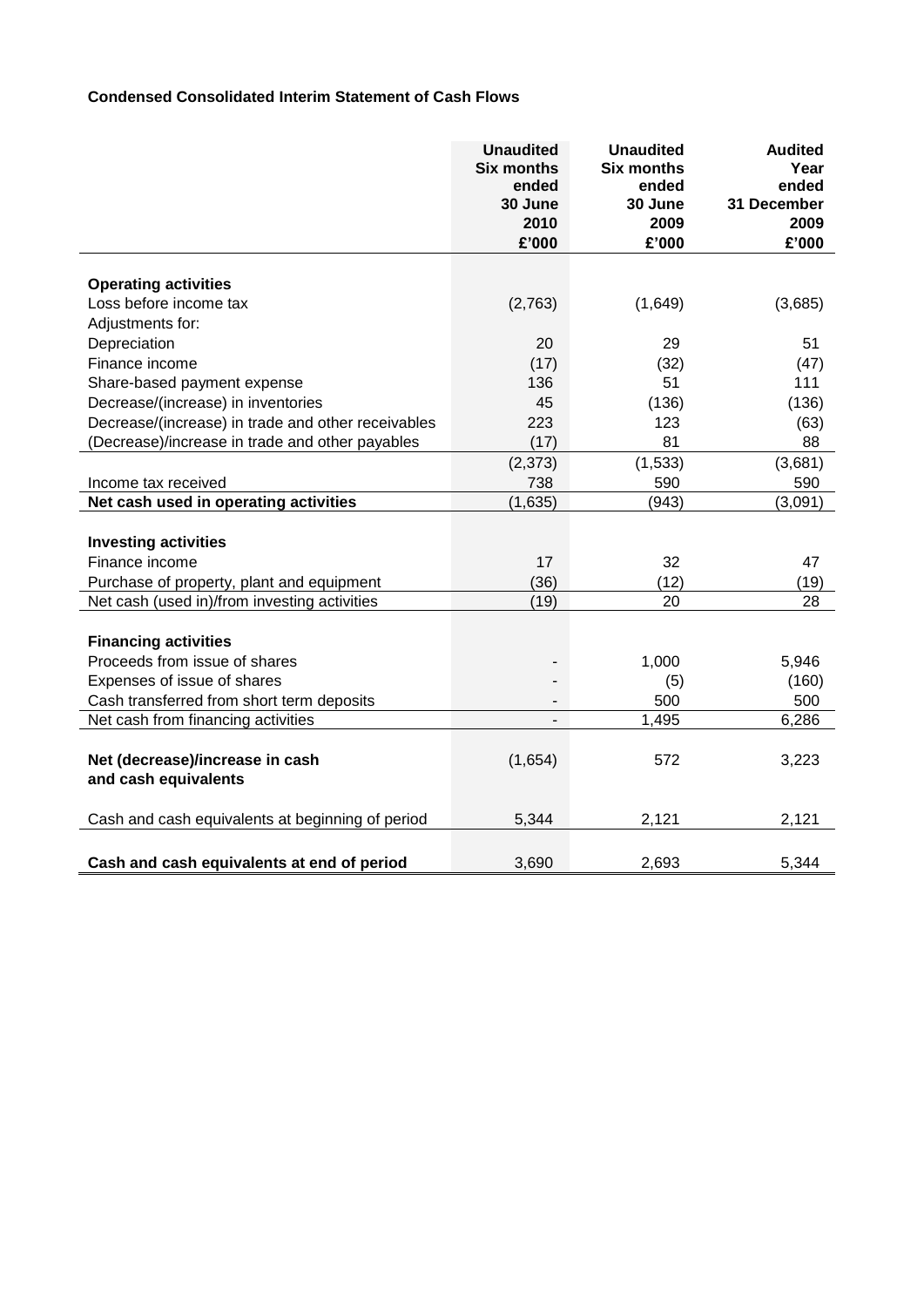**Condensed Consolidated Interim Statement of Cash Flows**

| | Unaudited Six months ended 30 June 2010 £'000 | Unaudited Six months ended 30 June 2009 £'000 | Audited Year ended 31 December 2009 £'000 |
|---|---|---|---|
| **Operating activities** | | | |
| Loss before income tax | (2,763) | (1,649) | (3,685) |
| Adjustments for: | | | |
| Depreciation | 20 | 29 | 51 |
| Finance income | (17) | (32) | (47) |
| Share-based payment expense | 136 | 51 | 111 |
| Decrease/(increase) in inventories | 45 | (136) | (136) |
| Decrease/(increase) in trade and other receivables | 223 | 123 | (63) |
| (Decrease)/increase in trade and other payables | (17) | 81 | 88 |
| | (2,373) | (1,533) | (3,681) |
| Income tax received | 738 | 590 | 590 |
| **Net cash used in operating activities** | (1,635) | (943) | (3,091) |
| **Investing activities** | | | |
| Finance income | 17 | 32 | 47 |
| Purchase of property, plant and equipment | (36) | (12) | (19) |
| Net cash (used in)/from investing activities | (19) | 20 | 28 |
| **Financing activities** | | | |
| Proceeds from issue of shares | - | 1,000 | 5,946 |
| Expenses of issue of shares | - | (5) | (160) |
| Cash transferred from short term deposits | - | 500 | 500 |
| Net cash from financing activities | - | 1,495 | 6,286 |
| **Net (decrease)/increase in cash and cash equivalents** | (1,654) | 572 | 3,223 |
| Cash and cash equivalents at beginning of period | 5,344 | 2,121 | 2,121 |
| **Cash and cash equivalents at end of period** | 3,690 | 2,693 | 5,344 |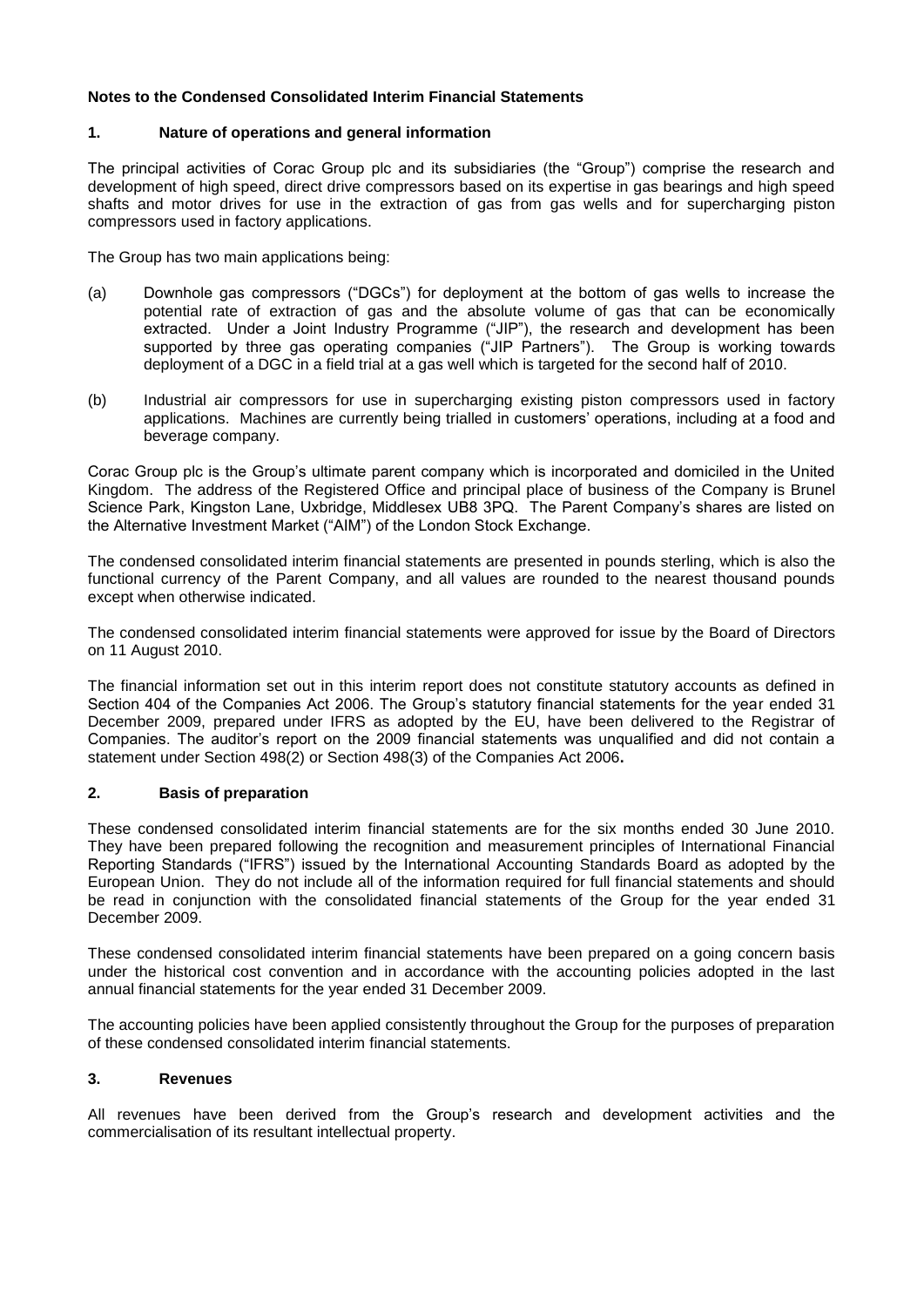**Notes to the Condensed Consolidated Interim Financial Statements**

**1. Nature of operations and general information**

The principal activities of Corac Group plc and its subsidiaries (the "Group") comprise the research and development of high speed, direct drive compressors based on its expertise in gas bearings and high speed shafts and motor drives for use in the extraction of gas from gas wells and for supercharging piston compressors used in factory applications.

The Group has two main applications being:

(a) Downhole gas compressors ("DGCs") for deployment at the bottom of gas wells to increase the potential rate of extraction of gas and the absolute volume of gas that can be economically extracted. Under a Joint Industry Programme ("JIP"), the research and development has been supported by three gas operating companies ("JIP Partners"). The Group is working towards deployment of a DGC in a field trial at a gas well which is targeted for the second half of 2010.

(b) Industrial air compressors for use in supercharging existing piston compressors used in factory applications. Machines are currently being trialled in customers' operations, including at a food and beverage company.

Corac Group plc is the Group's ultimate parent company which is incorporated and domiciled in the United Kingdom. The address of the Registered Office and principal place of business of the Company is Brunel Science Park, Kingston Lane, Uxbridge, Middlesex UB8 3PQ. The Parent Company's shares are listed on the Alternative Investment Market ("AIM") of the London Stock Exchange.

The condensed consolidated interim financial statements are presented in pounds sterling, which is also the functional currency of the Parent Company, and all values are rounded to the nearest thousand pounds except when otherwise indicated.

The condensed consolidated interim financial statements were approved for issue by the Board of Directors on 11 August 2010.

The financial information set out in this interim report does not constitute statutory accounts as defined in Section 404 of the Companies Act 2006. The Group's statutory financial statements for the year ended 31 December 2009, prepared under IFRS as adopted by the EU, have been delivered to the Registrar of Companies. The auditor's report on the 2009 financial statements was unqualified and did not contain a statement under Section 498(2) or Section 498(3) of the Companies Act 2006**.**

**2. Basis of preparation**

These condensed consolidated interim financial statements are for the six months ended 30 June 2010. They have been prepared following the recognition and measurement principles of International Financial Reporting Standards ("IFRS") issued by the International Accounting Standards Board as adopted by the European Union. They do not include all of the information required for full financial statements and should be read in conjunction with the consolidated financial statements of the Group for the year ended 31 December 2009.

These condensed consolidated interim financial statements have been prepared on a going concern basis under the historical cost convention and in accordance with the accounting policies adopted in the last annual financial statements for the year ended 31 December 2009.

The accounting policies have been applied consistently throughout the Group for the purposes of preparation of these condensed consolidated interim financial statements.

**3. Revenues**

All revenues have been derived from the Group's research and development activities and the commercialisation of its resultant intellectual property.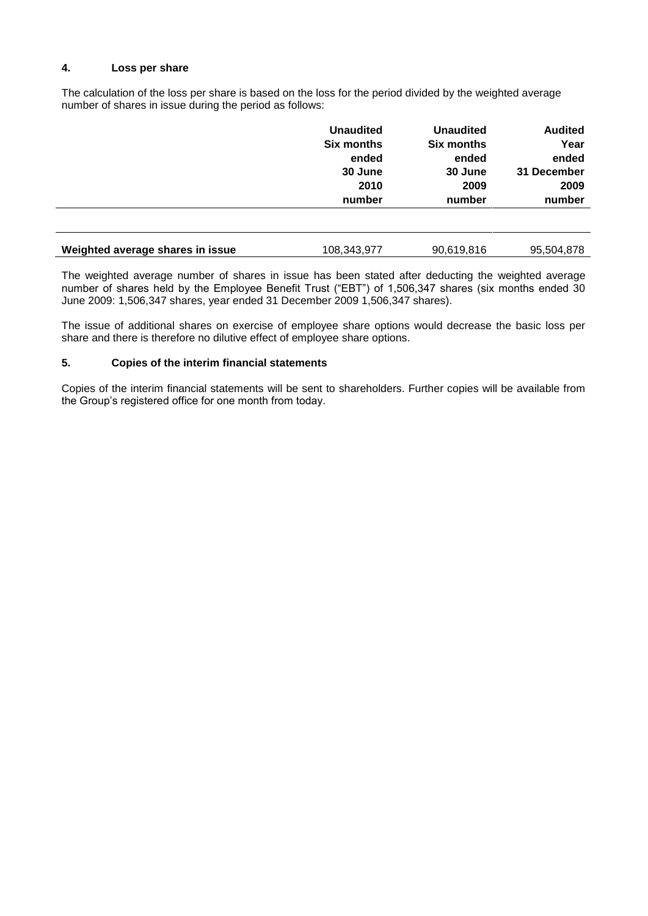## 4. Loss per share

The calculation of the loss per share is based on the loss for the period divided by the weighted average number of shares in issue during the period as follows:

| | Unaudited Six months ended 30 June 2010 number | Unaudited Six months ended 30 June 2009 number | Audited Year ended 31 December 2009 number |
|---|---|---|---|
| **Weighted average shares in issue** | 108,343,977 | 90,619,816 | 95,504,878 |

The weighted average number of shares in issue has been stated after deducting the weighted average number of shares held by the Employee Benefit Trust ("EBT") of 1,506,347 shares (six months ended 30 June 2009: 1,506,347 shares, year ended 31 December 2009 1,506,347 shares).

The issue of additional shares on exercise of employee share options would decrease the basic loss per share and there is therefore no dilutive effect of employee share options.

## 5. Copies of the interim financial statements

Copies of the interim financial statements will be sent to shareholders. Further copies will be available from the Group's registered office for one month from today.